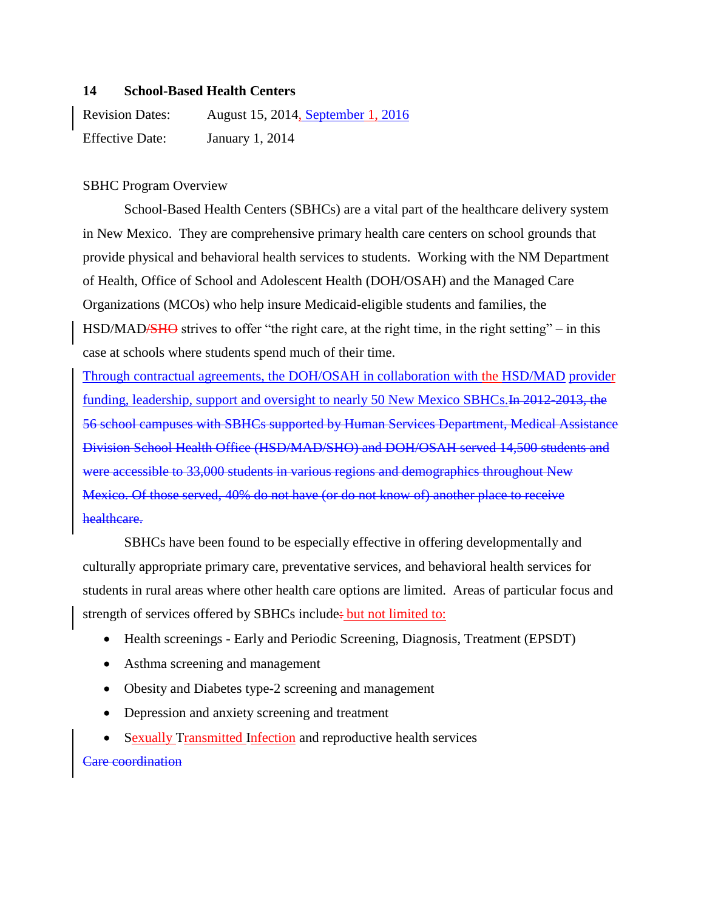## 14 School-Based Health Centers

Revision Dates: August 15, 2014, September 1, 2016

Effective Date: January 1, 2014

SBHC Program Overview

School-Based Health Centers (SBHCs) are a vital part of the healthcare delivery system in New Mexico. They are comprehensive primary health care centers on school grounds that provide physical and behavioral health services to students. Working with the NM Department of Health, Office of School and Adolescent Health (DOH/OSAH) and the Managed Care Organizations (MCOs) who help insure Medicaid-eligible students and families, the HSD/MAD~~/SHO~~ strives to offer "the right care, at the right time, in the right setting" – in this case at schools where students spend much of their time.

Through contractual agreements, the DOH/OSAH in collaboration with the HSD/MAD provider funding, leadership, support and oversight to nearly 50 New Mexico SBHCs.~~In 2012-2013, the 56 school campuses with SBHCs supported by Human Services Department, Medical Assistance Division School Health Office (HSD/MAD/SHO) and DOH/OSAH served 14,500 students and were accessible to 33,000 students in various regions and demographics throughout New Mexico. Of those served, 40% do not have (or do not know of) another place to receive healthcare.~~

SBHCs have been found to be especially effective in offering developmentally and culturally appropriate primary care, preventative services, and behavioral health services for students in rural areas where other health care options are limited. Areas of particular focus and strength of services offered by SBHCs include~~:~~ but not limited to:

- Health screenings - Early and Periodic Screening, Diagnosis, Treatment (EPSDT)
- Asthma screening and management
- Obesity and Diabetes type-2 screening and management
- Depression and anxiety screening and treatment
- Sexually Transmitted Infection and reproductive health services

~~Care coordination~~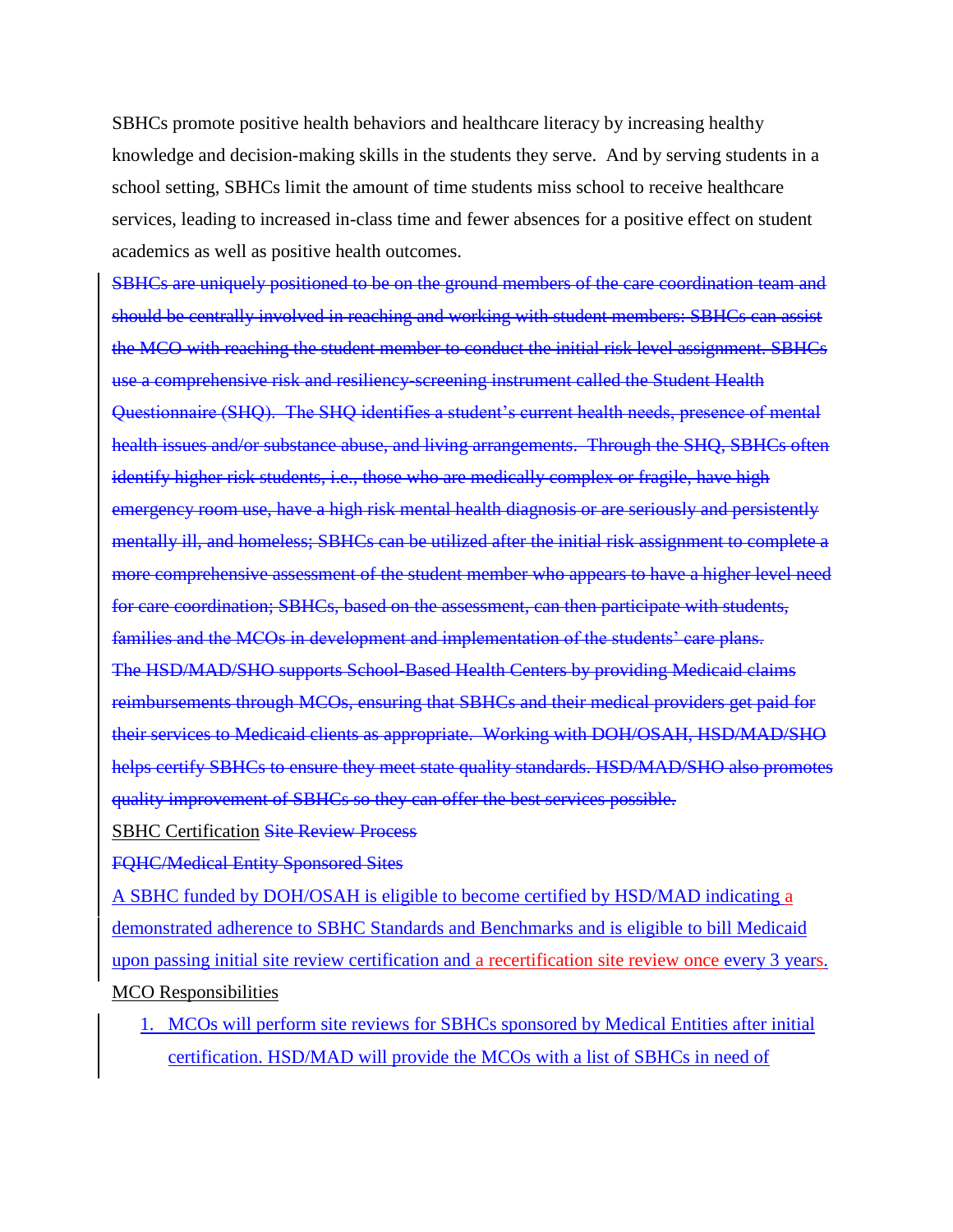SBHCs promote positive health behaviors and healthcare literacy by increasing healthy knowledge and decision-making skills in the students they serve. And by serving students in a school setting, SBHCs limit the amount of time students miss school to receive healthcare services, leading to increased in-class time and fewer absences for a positive effect on student academics as well as positive health outcomes.

~~SBHCs are uniquely positioned to be on the ground members of the care coordination team and should be centrally involved in reaching and working with student members: SBHCs can assist the MCO with reaching the student member to conduct the initial risk level assignment. SBHCs use a comprehensive risk and resiliency-screening instrument called the Student Health Questionnaire (SHQ). The SHQ identifies a student's current health needs, presence of mental health issues and/or substance abuse, and living arrangements. Through the SHQ, SBHCs often identify higher risk students, i.e., those who are medically complex or fragile, have high emergency room use, have a high risk mental health diagnosis or are seriously and persistently mentally ill, and homeless; SBHCs can be utilized after the initial risk assignment to complete a more comprehensive assessment of the student member who appears to have a higher level need for care coordination; SBHCs, based on the assessment, can then participate with students, families and the MCOs in development and implementation of the students' care plans.~~

~~The HSD/MAD/SHO supports School-Based Health Centers by providing Medicaid claims reimbursements through MCOs, ensuring that SBHCs and their medical providers get paid for their services to Medicaid clients as appropriate. Working with DOH/OSAH, HSD/MAD/SHO helps certify SBHCs to ensure they meet state quality standards. HSD/MAD/SHO also promotes quality improvement of SBHCs so they can offer the best services possible.~~

SBHC Certification ~~Site Review Process~~

~~FQHC/Medical Entity Sponsored Sites~~

A SBHC funded by DOH/OSAH is eligible to become certified by HSD/MAD indicating a demonstrated adherence to SBHC Standards and Benchmarks and is eligible to bill Medicaid upon passing initial site review certification and a recertification site review once every 3 years.

MCO Responsibilities

1. MCOs will perform site reviews for SBHCs sponsored by Medical Entities after initial certification. HSD/MAD will provide the MCOs with a list of SBHCs in need of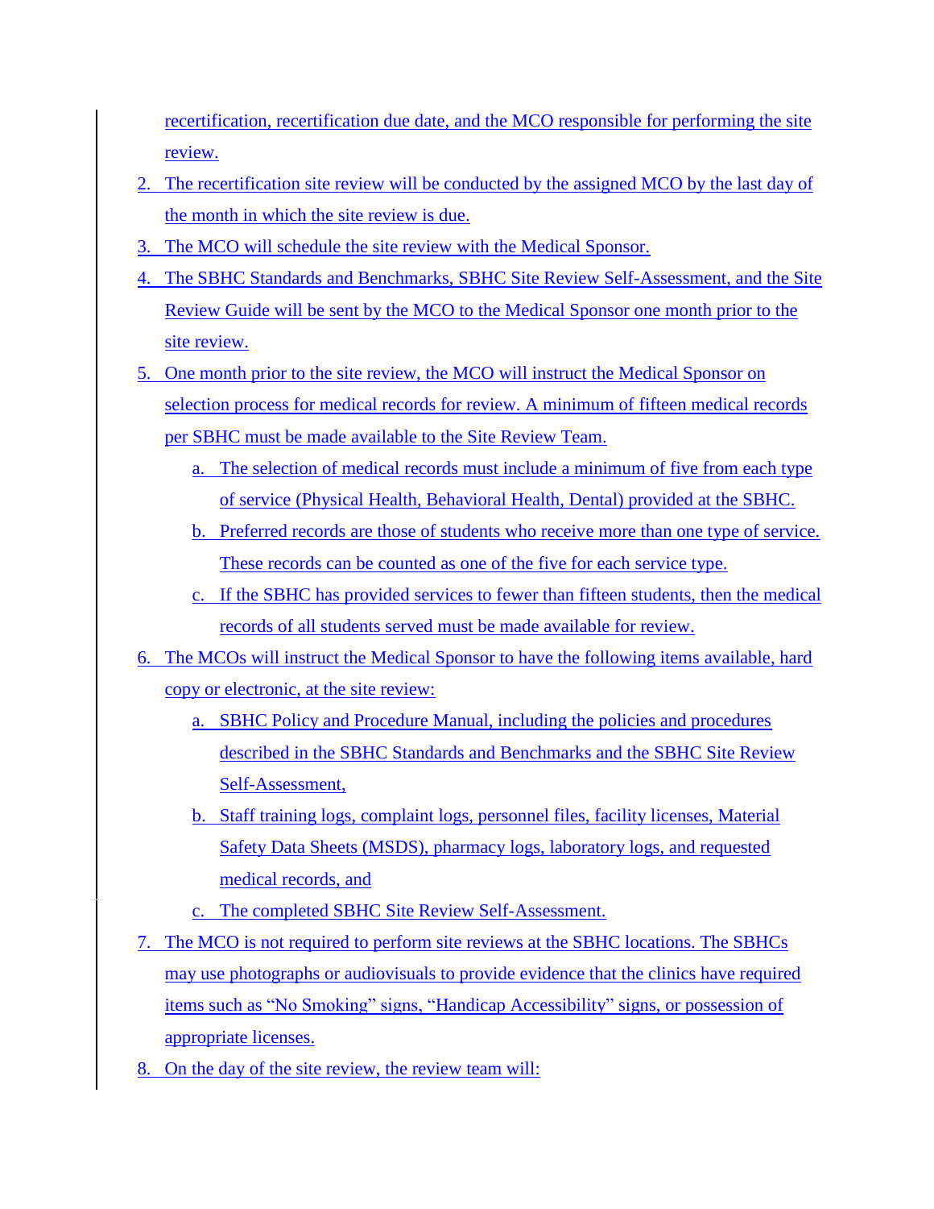recertification, recertification due date, and the MCO responsible for performing the site review.

2. The recertification site review will be conducted by the assigned MCO by the last day of the month in which the site review is due.
3. The MCO will schedule the site review with the Medical Sponsor.
4. The SBHC Standards and Benchmarks, SBHC Site Review Self-Assessment, and the Site Review Guide will be sent by the MCO to the Medical Sponsor one month prior to the site review.
5. One month prior to the site review, the MCO will instruct the Medical Sponsor on selection process for medical records for review. A minimum of fifteen medical records per SBHC must be made available to the Site Review Team.
   a. The selection of medical records must include a minimum of five from each type of service (Physical Health, Behavioral Health, Dental) provided at the SBHC.
   b. Preferred records are those of students who receive more than one type of service. These records can be counted as one of the five for each service type.
   c. If the SBHC has provided services to fewer than fifteen students, then the medical records of all students served must be made available for review.
6. The MCOs will instruct the Medical Sponsor to have the following items available, hard copy or electronic, at the site review:
   a. SBHC Policy and Procedure Manual, including the policies and procedures described in the SBHC Standards and Benchmarks and the SBHC Site Review Self-Assessment,
   b. Staff training logs, complaint logs, personnel files, facility licenses, Material Safety Data Sheets (MSDS), pharmacy logs, laboratory logs, and requested medical records, and
   c. The completed SBHC Site Review Self-Assessment.
7. The MCO is not required to perform site reviews at the SBHC locations. The SBHCs may use photographs or audiovisuals to provide evidence that the clinics have required items such as "No Smoking" signs, "Handicap Accessibility" signs, or possession of appropriate licenses.
8. On the day of the site review, the review team will: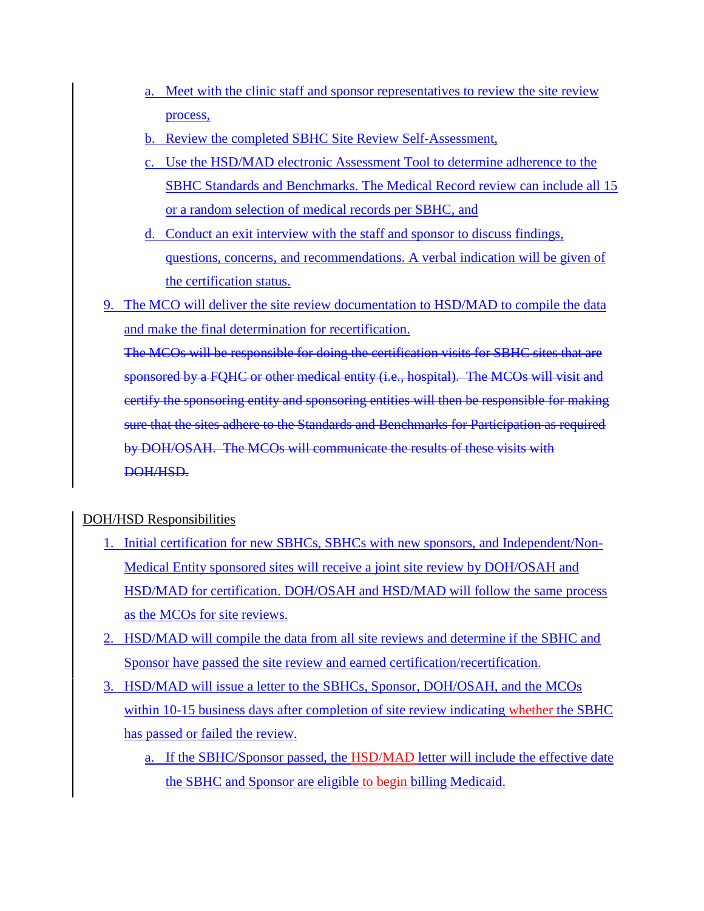a. Meet with the clinic staff and sponsor representatives to review the site review process,
b. Review the completed SBHC Site Review Self-Assessment,
c. Use the HSD/MAD electronic Assessment Tool to determine adherence to the SBHC Standards and Benchmarks. The Medical Record review can include all 15 or a random selection of medical records per SBHC, and
d. Conduct an exit interview with the staff and sponsor to discuss findings, questions, concerns, and recommendations. A verbal indication will be given of the certification status.

9. The MCO will deliver the site review documentation to HSD/MAD to compile the data and make the final determination for recertification.

~~The MCOs will be responsible for doing the certification visits for SBHC sites that are sponsored by a FQHC or other medical entity (i.e., hospital). The MCOs will visit and certify the sponsoring entity and sponsoring entities will then be responsible for making sure that the sites adhere to the Standards and Benchmarks for Participation as required by DOH/OSAH. The MCOs will communicate the results of these visits with DOH/HSD.~~

DOH/HSD Responsibilities

1. Initial certification for new SBHCs, SBHCs with new sponsors, and Independent/Non-Medical Entity sponsored sites will receive a joint site review by DOH/OSAH and HSD/MAD for certification. DOH/OSAH and HSD/MAD will follow the same process as the MCOs for site reviews.
2. HSD/MAD will compile the data from all site reviews and determine if the SBHC and Sponsor have passed the site review and earned certification/recertification.
3. HSD/MAD will issue a letter to the SBHCs, Sponsor, DOH/OSAH, and the MCOs within 10-15 business days after completion of site review indicating whether the SBHC has passed or failed the review.
   a. If the SBHC/Sponsor passed, the HSD/MAD letter will include the effective date the SBHC and Sponsor are eligible to begin billing Medicaid.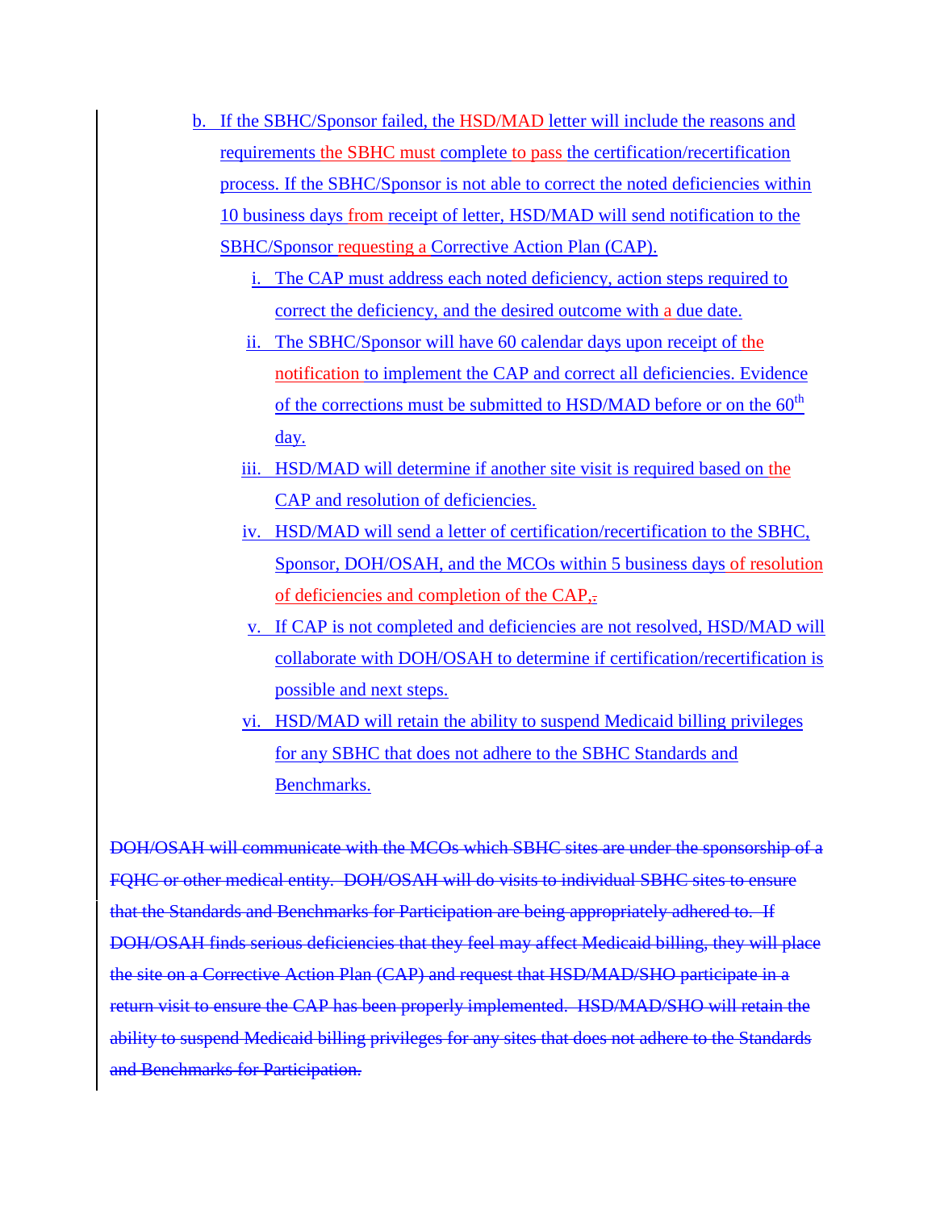b. If the SBHC/Sponsor failed, the HSD/MAD letter will include the reasons and requirements the SBHC must complete to pass the certification/recertification process. If the SBHC/Sponsor is not able to correct the noted deficiencies within 10 business days from receipt of letter, HSD/MAD will send notification to the SBHC/Sponsor requesting a Corrective Action Plan (CAP).

   i. The CAP must address each noted deficiency, action steps required to correct the deficiency, and the desired outcome with a due date.

   ii. The SBHC/Sponsor will have 60 calendar days upon receipt of the notification to implement the CAP and correct all deficiencies. Evidence of the corrections must be submitted to HSD/MAD before or on the 60th day.

   iii. HSD/MAD will determine if another site visit is required based on the CAP and resolution of deficiencies.

   iv. HSD/MAD will send a letter of certification/recertification to the SBHC, Sponsor, DOH/OSAH, and the MCOs within 5 business days of resolution of deficiencies and completion of the CAP.

   v. If CAP is not completed and deficiencies are not resolved, HSD/MAD will collaborate with DOH/OSAH to determine if certification/recertification is possible and next steps.

   vi. HSD/MAD will retain the ability to suspend Medicaid billing privileges for any SBHC that does not adhere to the SBHC Standards and Benchmarks.

~~DOH/OSAH will communicate with the MCOs which SBHC sites are under the sponsorship of a FQHC or other medical entity. DOH/OSAH will do visits to individual SBHC sites to ensure that the Standards and Benchmarks for Participation are being appropriately adhered to. If DOH/OSAH finds serious deficiencies that they feel may affect Medicaid billing, they will place the site on a Corrective Action Plan (CAP) and request that HSD/MAD/SHO participate in a return visit to ensure the CAP has been properly implemented. HSD/MAD/SHO will retain the ability to suspend Medicaid billing privileges for any sites that does not adhere to the Standards and Benchmarks for Participation.~~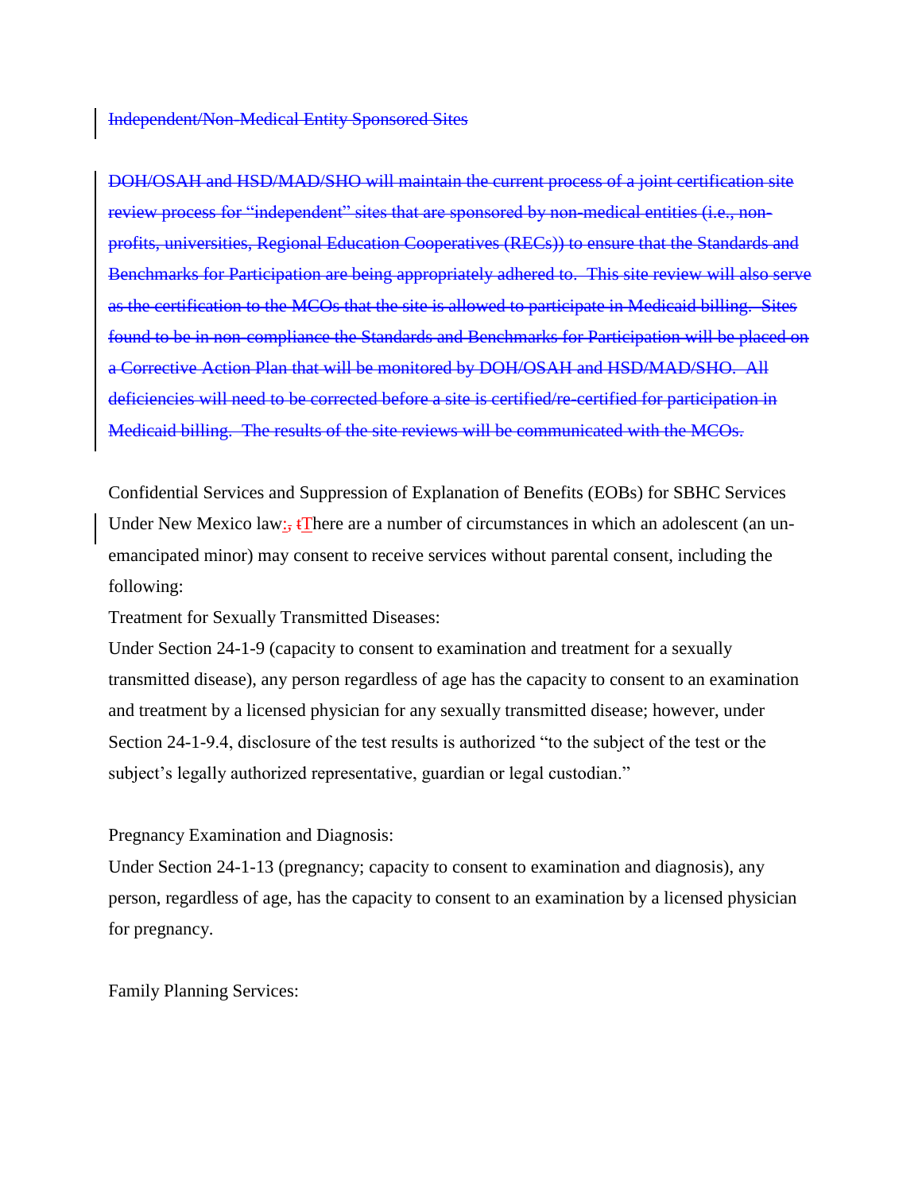~~Independent/Non-Medical Entity Sponsored Sites~~

~~DOH/OSAH and HSD/MAD/SHO will maintain the current process of a joint certification site review process for "independent" sites that are sponsored by non-medical entities (i.e., non-profits, universities, Regional Education Cooperatives (RECs)) to ensure that the Standards and Benchmarks for Participation are being appropriately adhered to. This site review will also serve as the certification to the MCOs that the site is allowed to participate in Medicaid billing. Sites found to be in non-compliance the Standards and Benchmarks for Participation will be placed on a Corrective Action Plan that will be monitored by DOH/OSAH and HSD/MAD/SHO. All deficiencies will need to be corrected before a site is certified/re-certified for participation in Medicaid billing. The results of the site reviews will be communicated with the MCOs.~~

Confidential Services and Suppression of Explanation of Benefits (EOBs) for SBHC Services

Under New Mexico law:~~,~~ ~~t~~There are a number of circumstances in which an adolescent (an un-emancipated minor) may consent to receive services without parental consent, including the following:

Treatment for Sexually Transmitted Diseases:

Under Section 24-1-9 (capacity to consent to examination and treatment for a sexually transmitted disease), any person regardless of age has the capacity to consent to an examination and treatment by a licensed physician for any sexually transmitted disease; however, under Section 24-1-9.4, disclosure of the test results is authorized "to the subject of the test or the subject's legally authorized representative, guardian or legal custodian."

Pregnancy Examination and Diagnosis:

Under Section 24-1-13 (pregnancy; capacity to consent to examination and diagnosis), any person, regardless of age, has the capacity to consent to an examination by a licensed physician for pregnancy.

Family Planning Services: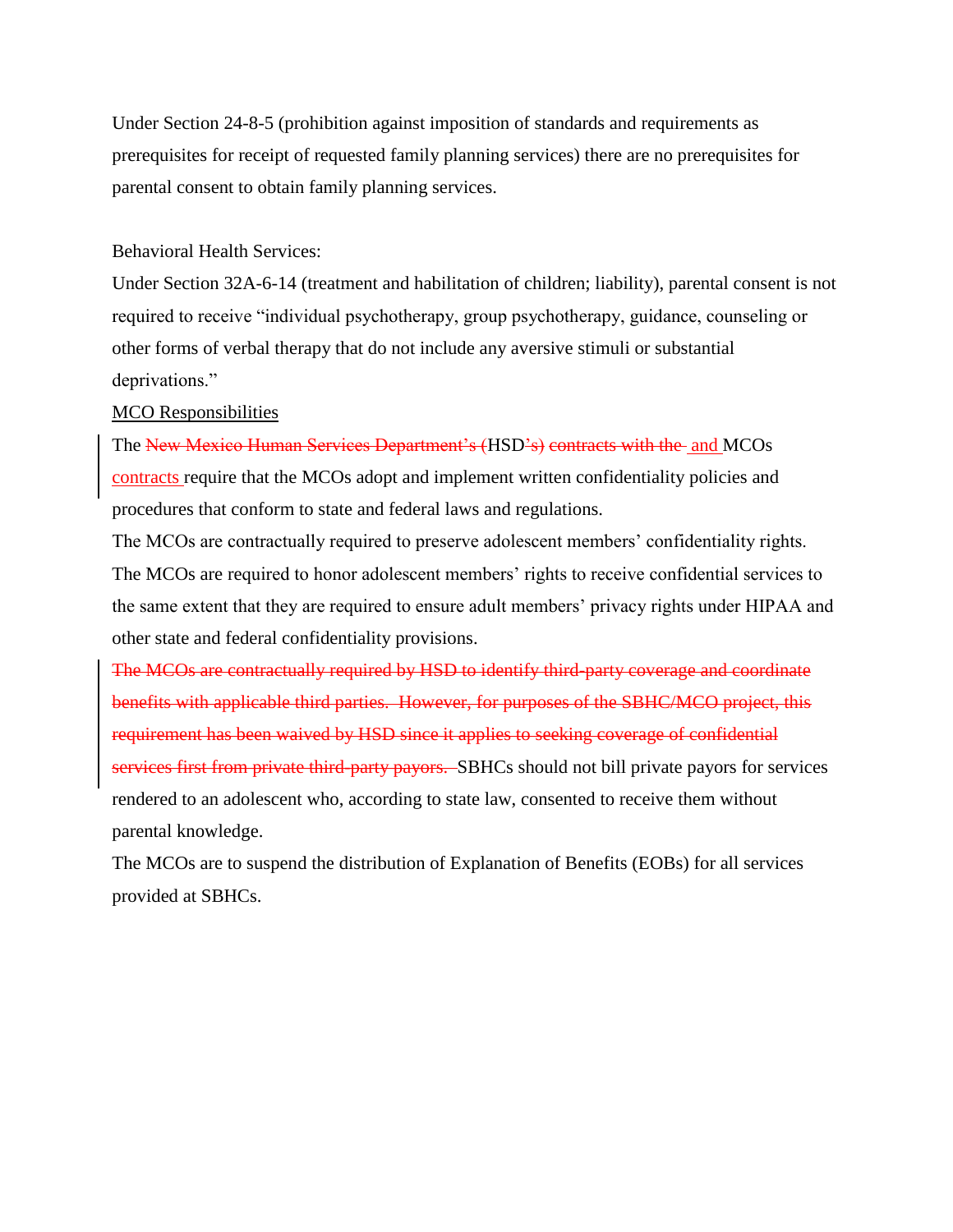Under Section 24-8-5 (prohibition against imposition of standards and requirements as prerequisites for receipt of requested family planning services) there are no prerequisites for parental consent to obtain family planning services.

Behavioral Health Services:

Under Section 32A-6-14 (treatment and habilitation of children; liability), parental consent is not required to receive "individual psychotherapy, group psychotherapy, guidance, counseling or other forms of verbal therapy that do not include any aversive stimuli or substantial deprivations."

MCO Responsibilities

The ~~New Mexico Human Services Department's (~~HSD~~'s)~~ ~~contracts with the~~ and MCOs contracts require that the MCOs adopt and implement written confidentiality policies and procedures that conform to state and federal laws and regulations.

The MCOs are contractually required to preserve adolescent members' confidentiality rights. The MCOs are required to honor adolescent members' rights to receive confidential services to the same extent that they are required to ensure adult members' privacy rights under HIPAA and other state and federal confidentiality provisions.

~~The MCOs are contractually required by HSD to identify third-party coverage and coordinate benefits with applicable third parties. However, for purposes of the SBHC/MCO project, this requirement has been waived by HSD since it applies to seeking coverage of confidential services first from private third-party payors.~~ SBHCs should not bill private payors for services rendered to an adolescent who, according to state law, consented to receive them without parental knowledge.

The MCOs are to suspend the distribution of Explanation of Benefits (EOBs) for all services provided at SBHCs.